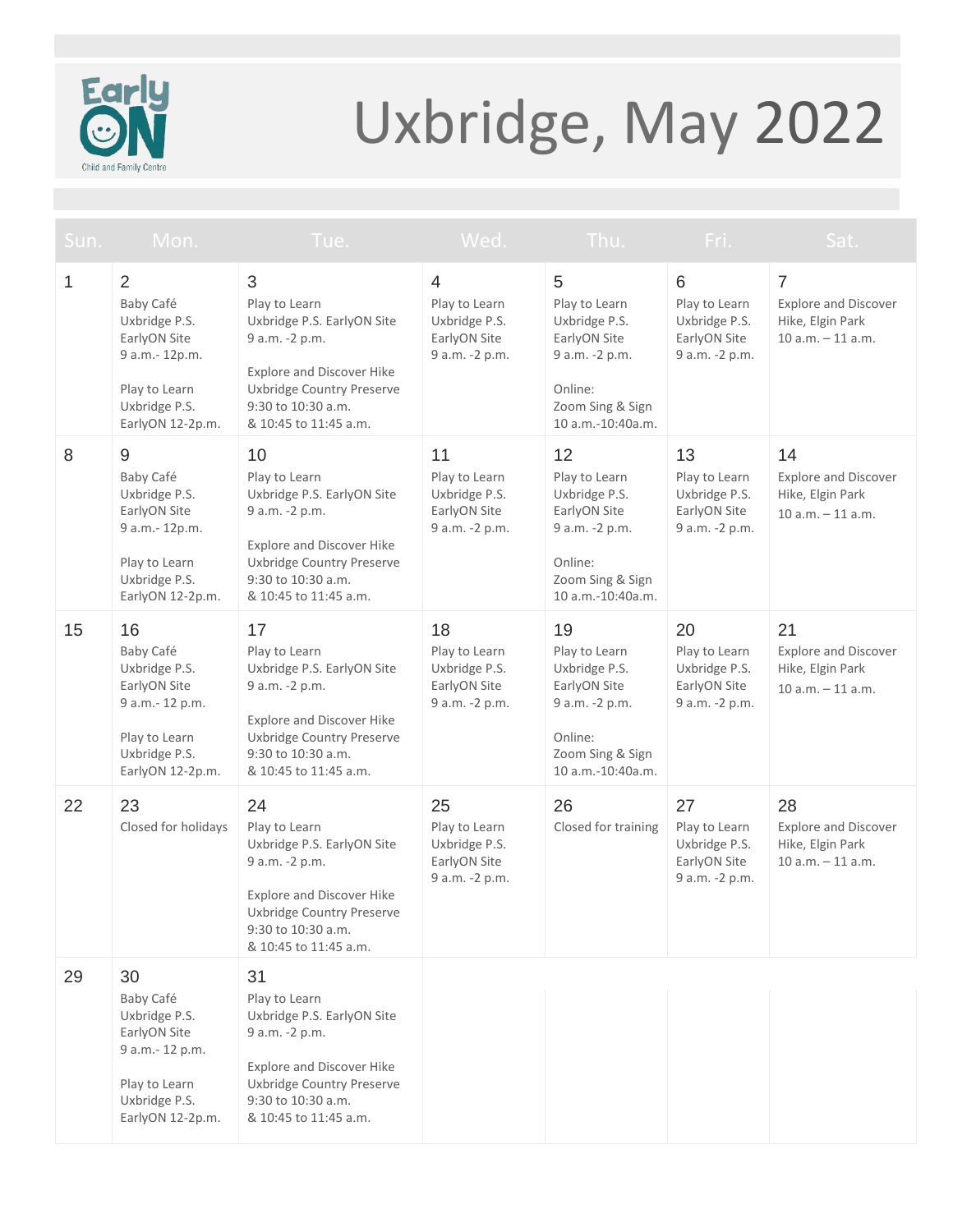Early ON Child and Family Centre

# Uxbridge, May 2022

| Sun. | Mon. | Tue. | Wed. | Thu. | Fri. | Sat. |
|---|---|---|---|---|---|---|
| 1 | 2<br>Baby Café<br>Uxbridge P.S. EarlyON Site<br>9 a.m.- 12p.m.<br><br>Play to Learn<br>Uxbridge P.S. EarlyON 12-2p.m. | 3<br>Play to Learn<br>Uxbridge P.S. EarlyON Site<br>9 a.m. -2 p.m.<br><br>Explore and Discover Hike<br>Uxbridge Country Preserve<br>9:30 to 10:30 a.m.<br>& 10:45 to 11:45 a.m. | 4<br>Play to Learn<br>Uxbridge P.S. EarlyON Site<br>9 a.m. -2 p.m. | 5<br>Play to Learn<br>Uxbridge P.S. EarlyON Site<br>9 a.m. -2 p.m.<br><br>Online:<br>Zoom Sing & Sign<br>10 a.m.-10:40a.m. | 6<br>Play to Learn<br>Uxbridge P.S. EarlyON Site<br>9 a.m. -2 p.m. | 7<br>Explore and Discover Hike, Elgin Park<br>10 a.m. – 11 a.m. |
| 8 | 9<br>Baby Café<br>Uxbridge P.S. EarlyON Site<br>9 a.m.- 12p.m.<br><br>Play to Learn<br>Uxbridge P.S. EarlyON 12-2p.m. | 10<br>Play to Learn<br>Uxbridge P.S. EarlyON Site<br>9 a.m. -2 p.m.<br><br>Explore and Discover Hike<br>Uxbridge Country Preserve<br>9:30 to 10:30 a.m.<br>& 10:45 to 11:45 a.m. | 11<br>Play to Learn<br>Uxbridge P.S. EarlyON Site<br>9 a.m. -2 p.m. | 12<br>Play to Learn<br>Uxbridge P.S. EarlyON Site<br>9 a.m. -2 p.m.<br><br>Online:<br>Zoom Sing & Sign<br>10 a.m.-10:40a.m. | 13<br>Play to Learn<br>Uxbridge P.S. EarlyON Site<br>9 a.m. -2 p.m. | 14<br>Explore and Discover Hike, Elgin Park<br>10 a.m. – 11 a.m. |
| 15 | 16<br>Baby Café<br>Uxbridge P.S. EarlyON Site<br>9 a.m.- 12 p.m.<br><br>Play to Learn<br>Uxbridge P.S. EarlyON 12-2p.m. | 17<br>Play to Learn<br>Uxbridge P.S. EarlyON Site<br>9 a.m. -2 p.m.<br><br>Explore and Discover Hike<br>Uxbridge Country Preserve<br>9:30 to 10:30 a.m.<br>& 10:45 to 11:45 a.m. | 18<br>Play to Learn<br>Uxbridge P.S. EarlyON Site<br>9 a.m. -2 p.m. | 19<br>Play to Learn<br>Uxbridge P.S. EarlyON Site<br>9 a.m. -2 p.m.<br><br>Online:<br>Zoom Sing & Sign<br>10 a.m.-10:40a.m. | 20<br>Play to Learn<br>Uxbridge P.S. EarlyON Site<br>9 a.m. -2 p.m. | 21<br>Explore and Discover Hike, Elgin Park<br>10 a.m. – 11 a.m. |
| 22 | 23<br>Closed for holidays | 24<br>Play to Learn<br>Uxbridge P.S. EarlyON Site<br>9 a.m. -2 p.m.<br><br>Explore and Discover Hike<br>Uxbridge Country Preserve<br>9:30 to 10:30 a.m.<br>& 10:45 to 11:45 a.m. | 25<br>Play to Learn<br>Uxbridge P.S. EarlyON Site<br>9 a.m. -2 p.m. | 26<br>Closed for training | 27<br>Play to Learn<br>Uxbridge P.S. EarlyON Site<br>9 a.m. -2 p.m. | 28<br>Explore and Discover Hike, Elgin Park<br>10 a.m. – 11 a.m. |
| 29 | 30<br>Baby Café<br>Uxbridge P.S. EarlyON Site<br>9 a.m.- 12 p.m.<br><br>Play to Learn<br>Uxbridge P.S. EarlyON 12-2p.m. | 31<br>Play to Learn<br>Uxbridge P.S. EarlyON Site<br>9 a.m. -2 p.m.<br><br>Explore and Discover Hike<br>Uxbridge Country Preserve<br>9:30 to 10:30 a.m.<br>& 10:45 to 11:45 a.m. | | | | |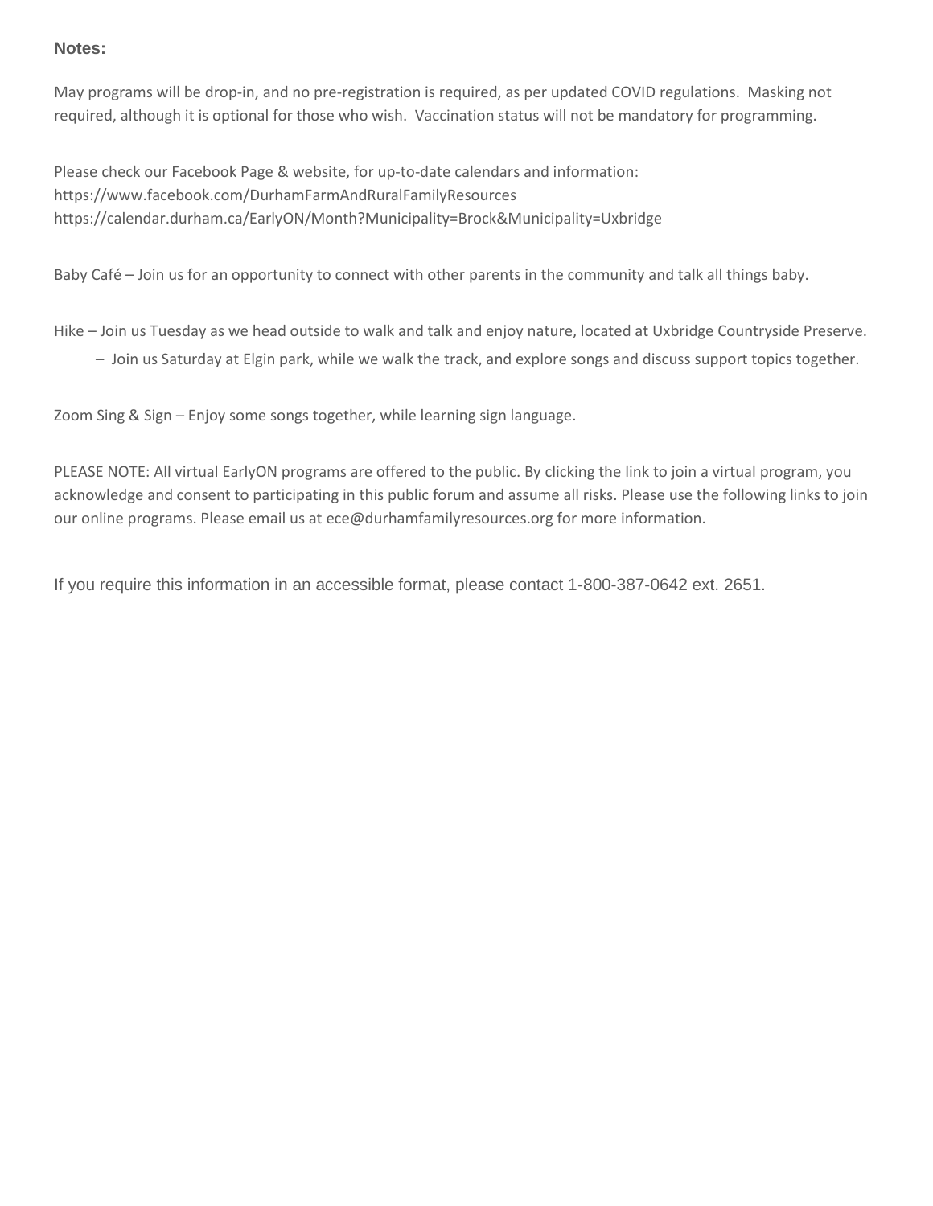**Notes:**

May programs will be drop-in, and no pre-registration is required, as per updated COVID regulations. Masking not required, although it is optional for those who wish. Vaccination status will not be mandatory for programming.

Please check our Facebook Page & website, for up-to-date calendars and information:
https://www.facebook.com/DurhamFarmAndRuralFamilyResources
https://calendar.durham.ca/EarlyON/Month?Municipality=Brock&Municipality=Uxbridge

Baby Café – Join us for an opportunity to connect with other parents in the community and talk all things baby.

Hike – Join us Tuesday as we head outside to walk and talk and enjoy nature, located at Uxbridge Countryside Preserve.
– Join us Saturday at Elgin park, while we walk the track, and explore songs and discuss support topics together.

Zoom Sing & Sign – Enjoy some songs together, while learning sign language.

PLEASE NOTE: All virtual EarlyON programs are offered to the public. By clicking the link to join a virtual program, you acknowledge and consent to participating in this public forum and assume all risks. Please use the following links to join our online programs. Please email us at ece@durhamfamilyresources.org for more information.

If you require this information in an accessible format, please contact 1-800-387-0642 ext. 2651.